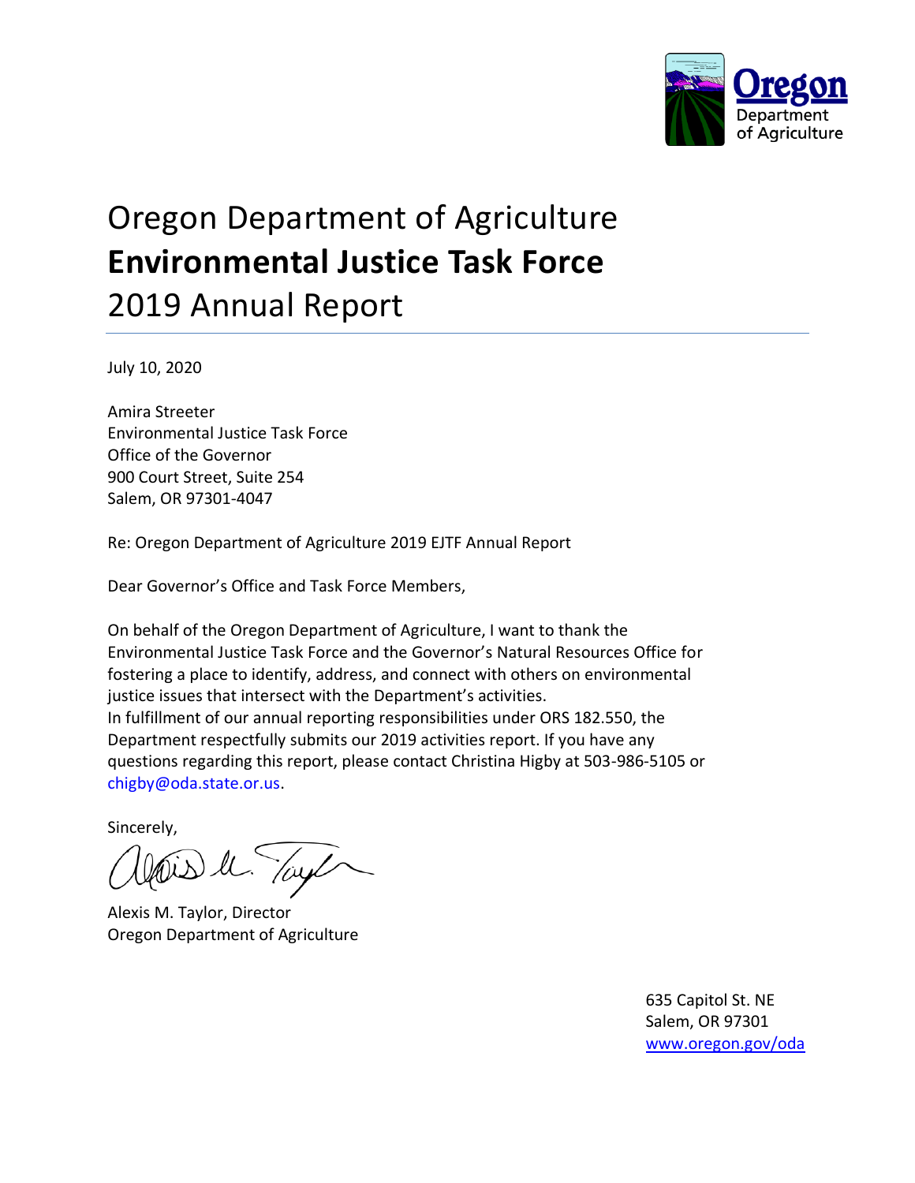Oregon Department of Agriculture

# Oregon Department of Agriculture
# **Environmental Justice Task Force**
# 2019 Annual Report

July 10, 2020

Amira Streeter
Environmental Justice Task Force
Office of the Governor
900 Court Street, Suite 254
Salem, OR 97301-4047

Re: Oregon Department of Agriculture 2019 EJTF Annual Report

Dear Governor's Office and Task Force Members,

On behalf of the Oregon Department of Agriculture, I want to thank the Environmental Justice Task Force and the Governor's Natural Resources Office for fostering a place to identify, address, and connect with others on environmental justice issues that intersect with the Department's activities.
In fulfillment of our annual reporting responsibilities under ORS 182.550, the Department respectfully submits our 2019 activities report. If you have any questions regarding this report, please contact Christina Higby at 503-986-5105 or chigby@oda.state.or.us.

Sincerely,

Alexis M. Taylor, Director
Oregon Department of Agriculture

635 Capitol St. NE
Salem, OR 97301
www.oregon.gov/oda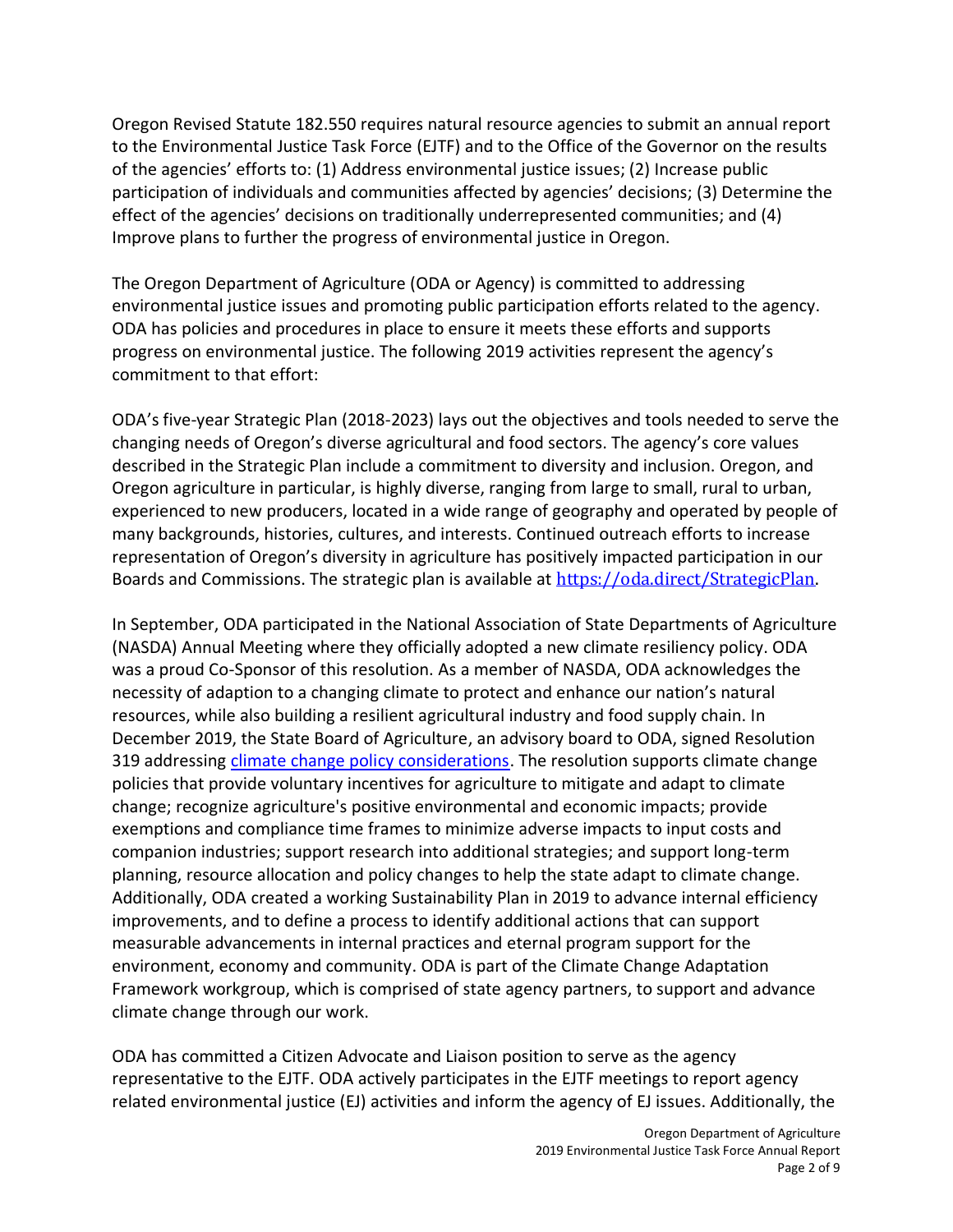Oregon Revised Statute 182.550 requires natural resource agencies to submit an annual report to the Environmental Justice Task Force (EJTF) and to the Office of the Governor on the results of the agencies' efforts to: (1) Address environmental justice issues; (2) Increase public participation of individuals and communities affected by agencies' decisions; (3) Determine the effect of the agencies' decisions on traditionally underrepresented communities; and (4) Improve plans to further the progress of environmental justice in Oregon.

The Oregon Department of Agriculture (ODA or Agency) is committed to addressing environmental justice issues and promoting public participation efforts related to the agency. ODA has policies and procedures in place to ensure it meets these efforts and supports progress on environmental justice. The following 2019 activities represent the agency's commitment to that effort:

ODA's five-year Strategic Plan (2018-2023) lays out the objectives and tools needed to serve the changing needs of Oregon's diverse agricultural and food sectors. The agency's core values described in the Strategic Plan include a commitment to diversity and inclusion. Oregon, and Oregon agriculture in particular, is highly diverse, ranging from large to small, rural to urban, experienced to new producers, located in a wide range of geography and operated by people of many backgrounds, histories, cultures, and interests. Continued outreach efforts to increase representation of Oregon's diversity in agriculture has positively impacted participation in our Boards and Commissions. The strategic plan is available at https://oda.direct/StrategicPlan.

In September, ODA participated in the National Association of State Departments of Agriculture (NASDA) Annual Meeting where they officially adopted a new climate resiliency policy. ODA was a proud Co-Sponsor of this resolution. As a member of NASDA, ODA acknowledges the necessity of adaption to a changing climate to protect and enhance our nation's natural resources, while also building a resilient agricultural industry and food supply chain. In December 2019, the State Board of Agriculture, an advisory board to ODA, signed Resolution 319 addressing climate change policy considerations. The resolution supports climate change policies that provide voluntary incentives for agriculture to mitigate and adapt to climate change; recognize agriculture's positive environmental and economic impacts; provide exemptions and compliance time frames to minimize adverse impacts to input costs and companion industries; support research into additional strategies; and support long-term planning, resource allocation and policy changes to help the state adapt to climate change. Additionally, ODA created a working Sustainability Plan in 2019 to advance internal efficiency improvements, and to define a process to identify additional actions that can support measurable advancements in internal practices and eternal program support for the environment, economy and community. ODA is part of the Climate Change Adaptation Framework workgroup, which is comprised of state agency partners, to support and advance climate change through our work.

ODA has committed a Citizen Advocate and Liaison position to serve as the agency representative to the EJTF. ODA actively participates in the EJTF meetings to report agency related environmental justice (EJ) activities and inform the agency of EJ issues. Additionally, the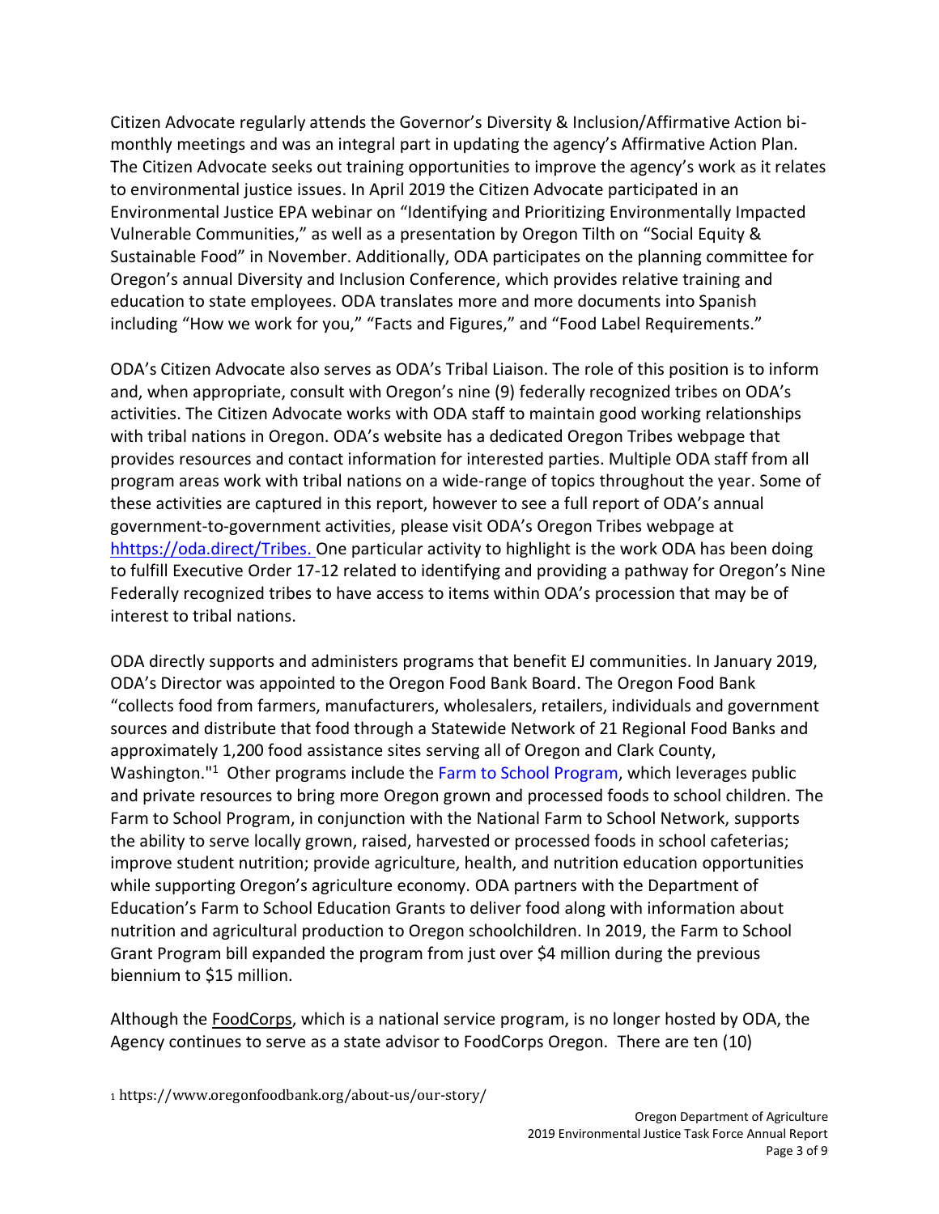Citizen Advocate regularly attends the Governor's Diversity & Inclusion/Affirmative Action bi-monthly meetings and was an integral part in updating the agency's Affirmative Action Plan. The Citizen Advocate seeks out training opportunities to improve the agency's work as it relates to environmental justice issues. In April 2019 the Citizen Advocate participated in an Environmental Justice EPA webinar on "Identifying and Prioritizing Environmentally Impacted Vulnerable Communities," as well as a presentation by Oregon Tilth on "Social Equity & Sustainable Food" in November. Additionally, ODA participates on the planning committee for Oregon's annual Diversity and Inclusion Conference, which provides relative training and education to state employees. ODA translates more and more documents into Spanish including "How we work for you," "Facts and Figures," and "Food Label Requirements."

ODA's Citizen Advocate also serves as ODA's Tribal Liaison. The role of this position is to inform and, when appropriate, consult with Oregon's nine (9) federally recognized tribes on ODA's activities. The Citizen Advocate works with ODA staff to maintain good working relationships with tribal nations in Oregon. ODA's website has a dedicated Oregon Tribes webpage that provides resources and contact information for interested parties. Multiple ODA staff from all program areas work with tribal nations on a wide-range of topics throughout the year. Some of these activities are captured in this report, however to see a full report of ODA's annual government-to-government activities, please visit ODA's Oregon Tribes webpage at hhttps://oda.direct/Tribes. One particular activity to highlight is the work ODA has been doing to fulfill Executive Order 17-12 related to identifying and providing a pathway for Oregon's Nine Federally recognized tribes to have access to items within ODA's procession that may be of interest to tribal nations.

ODA directly supports and administers programs that benefit EJ communities. In January 2019, ODA's Director was appointed to the Oregon Food Bank Board. The Oregon Food Bank "collects food from farmers, manufacturers, wholesalers, retailers, individuals and government sources and distribute that food through a Statewide Network of 21 Regional Food Banks and approximately 1,200 food assistance sites serving all of Oregon and Clark County, Washington."[1] Other programs include the Farm to School Program, which leverages public and private resources to bring more Oregon grown and processed foods to school children. The Farm to School Program, in conjunction with the National Farm to School Network, supports the ability to serve locally grown, raised, harvested or processed foods in school cafeterias; improve student nutrition; provide agriculture, health, and nutrition education opportunities while supporting Oregon's agriculture economy. ODA partners with the Department of Education's Farm to School Education Grants to deliver food along with information about nutrition and agricultural production to Oregon schoolchildren. In 2019, the Farm to School Grant Program bill expanded the program from just over $4 million during the previous biennium to $15 million.

Although the FoodCorps, which is a national service program, is no longer hosted by ODA, the Agency continues to serve as a state advisor to FoodCorps Oregon. There are ten (10)

[1] https://www.oregonfoodbank.org/about-us/our-story/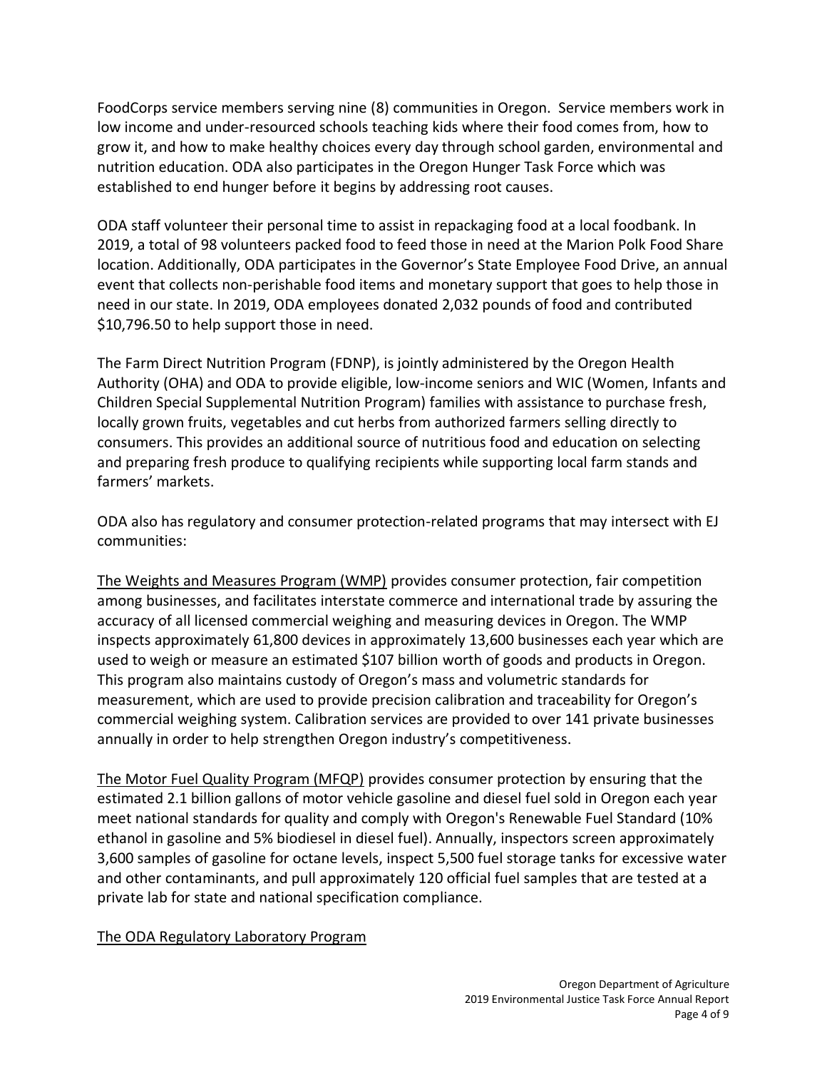FoodCorps service members serving nine (8) communities in Oregon. Service members work in low income and under-resourced schools teaching kids where their food comes from, how to grow it, and how to make healthy choices every day through school garden, environmental and nutrition education. ODA also participates in the Oregon Hunger Task Force which was established to end hunger before it begins by addressing root causes.

ODA staff volunteer their personal time to assist in repackaging food at a local foodbank. In 2019, a total of 98 volunteers packed food to feed those in need at the Marion Polk Food Share location. Additionally, ODA participates in the Governor's State Employee Food Drive, an annual event that collects non-perishable food items and monetary support that goes to help those in need in our state. In 2019, ODA employees donated 2,032 pounds of food and contributed $10,796.50 to help support those in need.

The Farm Direct Nutrition Program (FDNP), is jointly administered by the Oregon Health Authority (OHA) and ODA to provide eligible, low-income seniors and WIC (Women, Infants and Children Special Supplemental Nutrition Program) families with assistance to purchase fresh, locally grown fruits, vegetables and cut herbs from authorized farmers selling directly to consumers. This provides an additional source of nutritious food and education on selecting and preparing fresh produce to qualifying recipients while supporting local farm stands and farmers' markets.

ODA also has regulatory and consumer protection-related programs that may intersect with EJ communities:

<u>The Weights and Measures Program (WMP)</u> provides consumer protection, fair competition among businesses, and facilitates interstate commerce and international trade by assuring the accuracy of all licensed commercial weighing and measuring devices in Oregon. The WMP inspects approximately 61,800 devices in approximately 13,600 businesses each year which are used to weigh or measure an estimated $107 billion worth of goods and products in Oregon. This program also maintains custody of Oregon's mass and volumetric standards for measurement, which are used to provide precision calibration and traceability for Oregon's commercial weighing system. Calibration services are provided to over 141 private businesses annually in order to help strengthen Oregon industry's competitiveness.

<u>The Motor Fuel Quality Program (MFQP)</u> provides consumer protection by ensuring that the estimated 2.1 billion gallons of motor vehicle gasoline and diesel fuel sold in Oregon each year meet national standards for quality and comply with Oregon's Renewable Fuel Standard (10% ethanol in gasoline and 5% biodiesel in diesel fuel). Annually, inspectors screen approximately 3,600 samples of gasoline for octane levels, inspect 5,500 fuel storage tanks for excessive water and other contaminants, and pull approximately 120 official fuel samples that are tested at a private lab for state and national specification compliance.

<u>The ODA Regulatory Laboratory Program</u>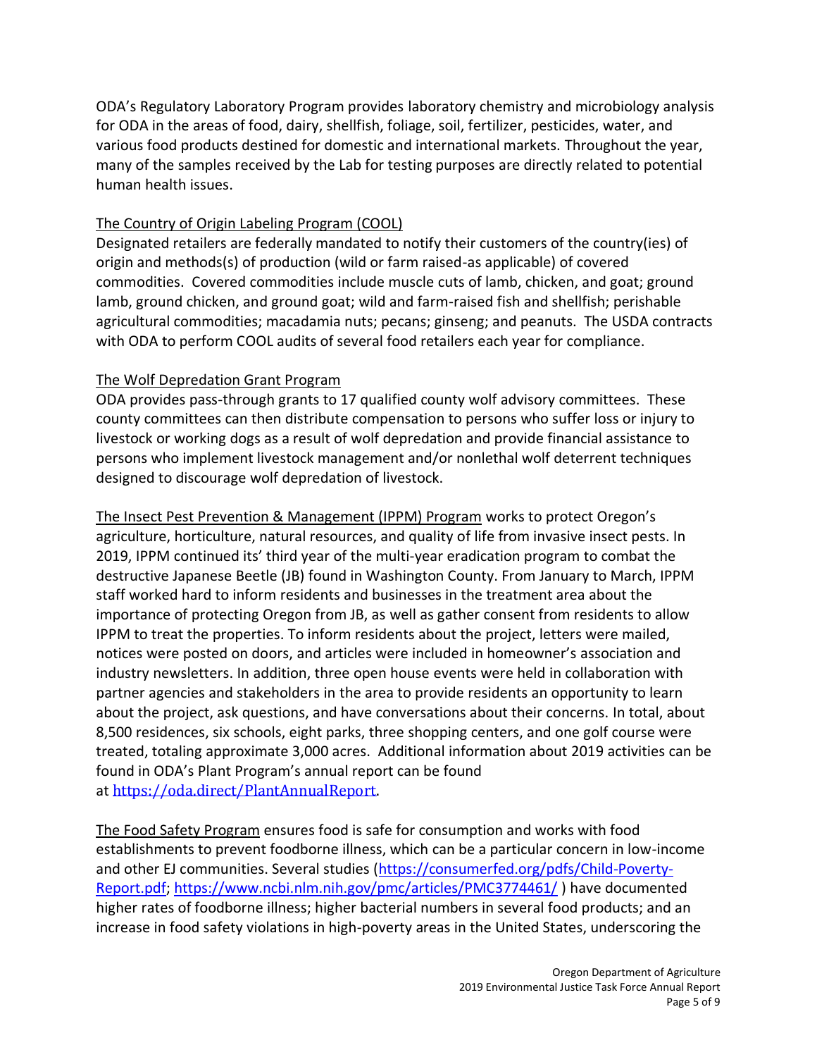ODA's Regulatory Laboratory Program provides laboratory chemistry and microbiology analysis for ODA in the areas of food, dairy, shellfish, foliage, soil, fertilizer, pesticides, water, and various food products destined for domestic and international markets. Throughout the year, many of the samples received by the Lab for testing purposes are directly related to potential human health issues.

The Country of Origin Labeling Program (COOL)

Designated retailers are federally mandated to notify their customers of the country(ies) of origin and methods(s) of production (wild or farm raised-as applicable) of covered commodities. Covered commodities include muscle cuts of lamb, chicken, and goat; ground lamb, ground chicken, and ground goat; wild and farm-raised fish and shellfish; perishable agricultural commodities; macadamia nuts; pecans; ginseng; and peanuts. The USDA contracts with ODA to perform COOL audits of several food retailers each year for compliance.

The Wolf Depredation Grant Program

ODA provides pass-through grants to 17 qualified county wolf advisory committees. These county committees can then distribute compensation to persons who suffer loss or injury to livestock or working dogs as a result of wolf depredation and provide financial assistance to persons who implement livestock management and/or nonlethal wolf deterrent techniques designed to discourage wolf depredation of livestock.

The Insect Pest Prevention & Management (IPPM) Program works to protect Oregon's agriculture, horticulture, natural resources, and quality of life from invasive insect pests. In 2019, IPPM continued its' third year of the multi-year eradication program to combat the destructive Japanese Beetle (JB) found in Washington County. From January to March, IPPM staff worked hard to inform residents and businesses in the treatment area about the importance of protecting Oregon from JB, as well as gather consent from residents to allow IPPM to treat the properties. To inform residents about the project, letters were mailed, notices were posted on doors, and articles were included in homeowner's association and industry newsletters. In addition, three open house events were held in collaboration with partner agencies and stakeholders in the area to provide residents an opportunity to learn about the project, ask questions, and have conversations about their concerns. In total, about 8,500 residences, six schools, eight parks, three shopping centers, and one golf course were treated, totaling approximate 3,000 acres. Additional information about 2019 activities can be found in ODA's Plant Program's annual report can be found at https://oda.direct/PlantAnnualReport.

The Food Safety Program ensures food is safe for consumption and works with food establishments to prevent foodborne illness, which can be a particular concern in low-income and other EJ communities. Several studies (https://consumerfed.org/pdfs/Child-Poverty-Report.pdf; https://www.ncbi.nlm.nih.gov/pmc/articles/PMC3774461/ ) have documented higher rates of foodborne illness; higher bacterial numbers in several food products; and an increase in food safety violations in high-poverty areas in the United States, underscoring the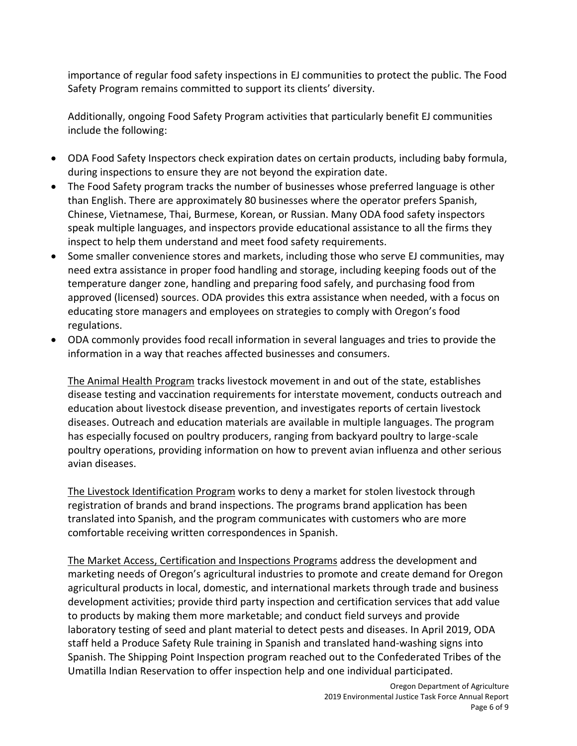importance of regular food safety inspections in EJ communities to protect the public. The Food Safety Program remains committed to support its clients' diversity.

Additionally, ongoing Food Safety Program activities that particularly benefit EJ communities include the following:

- ODA Food Safety Inspectors check expiration dates on certain products, including baby formula, during inspections to ensure they are not beyond the expiration date.
- The Food Safety program tracks the number of businesses whose preferred language is other than English. There are approximately 80 businesses where the operator prefers Spanish, Chinese, Vietnamese, Thai, Burmese, Korean, or Russian. Many ODA food safety inspectors speak multiple languages, and inspectors provide educational assistance to all the firms they inspect to help them understand and meet food safety requirements.
- Some smaller convenience stores and markets, including those who serve EJ communities, may need extra assistance in proper food handling and storage, including keeping foods out of the temperature danger zone, handling and preparing food safely, and purchasing food from approved (licensed) sources. ODA provides this extra assistance when needed, with a focus on educating store managers and employees on strategies to comply with Oregon's food regulations.
- ODA commonly provides food recall information in several languages and tries to provide the information in a way that reaches affected businesses and consumers.

<u>The Animal Health Program</u> tracks livestock movement in and out of the state, establishes disease testing and vaccination requirements for interstate movement, conducts outreach and education about livestock disease prevention, and investigates reports of certain livestock diseases. Outreach and education materials are available in multiple languages. The program has especially focused on poultry producers, ranging from backyard poultry to large-scale poultry operations, providing information on how to prevent avian influenza and other serious avian diseases.

<u>The Livestock Identification Program</u> works to deny a market for stolen livestock through registration of brands and brand inspections. The programs brand application has been translated into Spanish, and the program communicates with customers who are more comfortable receiving written correspondences in Spanish.

<u>The Market Access, Certification and Inspections Programs</u> address the development and marketing needs of Oregon's agricultural industries to promote and create demand for Oregon agricultural products in local, domestic, and international markets through trade and business development activities; provide third party inspection and certification services that add value to products by making them more marketable; and conduct field surveys and provide laboratory testing of seed and plant material to detect pests and diseases. In April 2019, ODA staff held a Produce Safety Rule training in Spanish and translated hand-washing signs into Spanish. The Shipping Point Inspection program reached out to the Confederated Tribes of the Umatilla Indian Reservation to offer inspection help and one individual participated.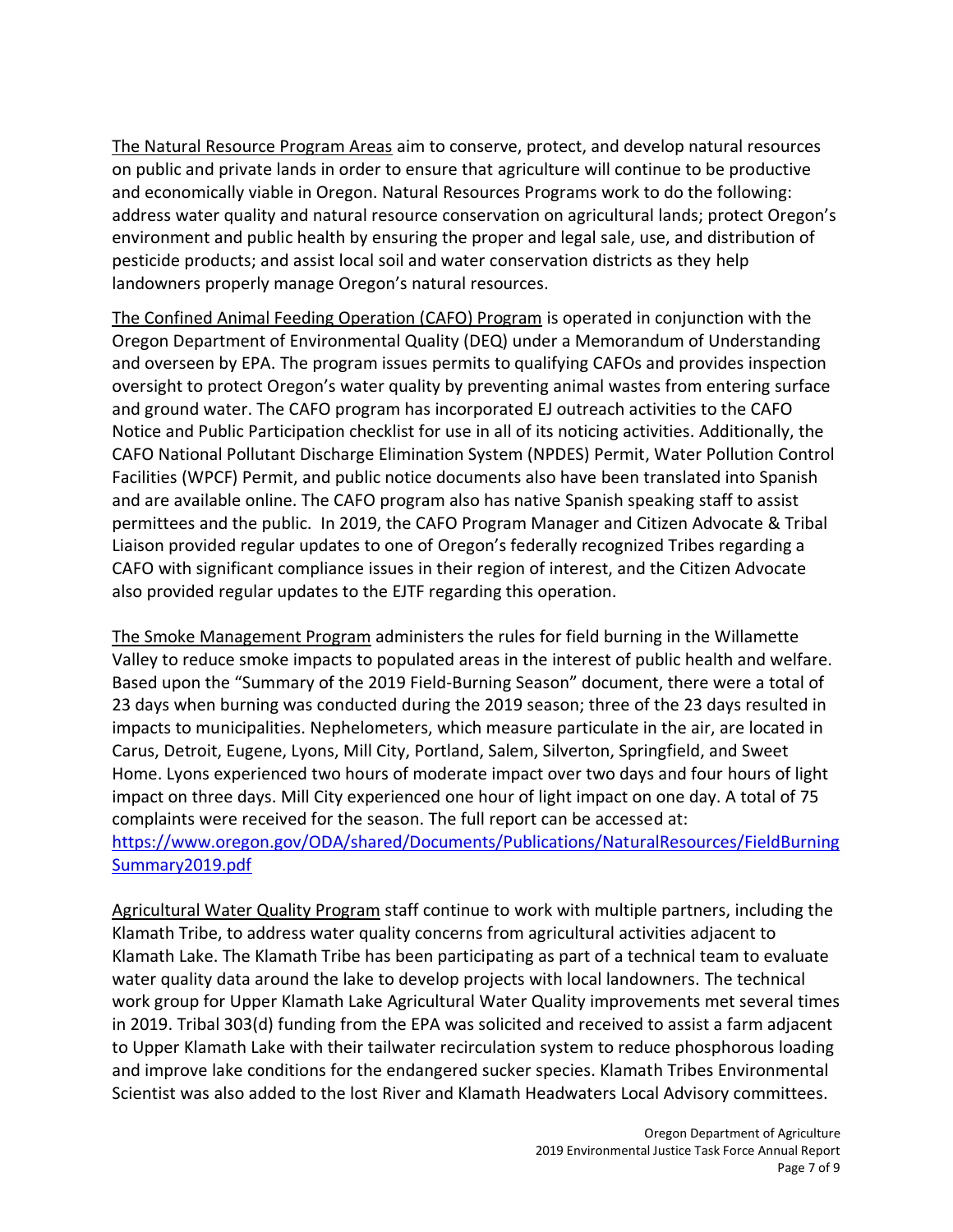The Natural Resource Program Areas aim to conserve, protect, and develop natural resources on public and private lands in order to ensure that agriculture will continue to be productive and economically viable in Oregon. Natural Resources Programs work to do the following: address water quality and natural resource conservation on agricultural lands; protect Oregon's environment and public health by ensuring the proper and legal sale, use, and distribution of pesticide products; and assist local soil and water conservation districts as they help landowners properly manage Oregon's natural resources.

The Confined Animal Feeding Operation (CAFO) Program is operated in conjunction with the Oregon Department of Environmental Quality (DEQ) under a Memorandum of Understanding and overseen by EPA. The program issues permits to qualifying CAFOs and provides inspection oversight to protect Oregon's water quality by preventing animal wastes from entering surface and ground water. The CAFO program has incorporated EJ outreach activities to the CAFO Notice and Public Participation checklist for use in all of its noticing activities. Additionally, the CAFO National Pollutant Discharge Elimination System (NPDES) Permit, Water Pollution Control Facilities (WPCF) Permit, and public notice documents also have been translated into Spanish and are available online. The CAFO program also has native Spanish speaking staff to assist permittees and the public. In 2019, the CAFO Program Manager and Citizen Advocate & Tribal Liaison provided regular updates to one of Oregon's federally recognized Tribes regarding a CAFO with significant compliance issues in their region of interest, and the Citizen Advocate also provided regular updates to the EJTF regarding this operation.

The Smoke Management Program administers the rules for field burning in the Willamette Valley to reduce smoke impacts to populated areas in the interest of public health and welfare. Based upon the "Summary of the 2019 Field-Burning Season" document, there were a total of 23 days when burning was conducted during the 2019 season; three of the 23 days resulted in impacts to municipalities. Nephelometers, which measure particulate in the air, are located in Carus, Detroit, Eugene, Lyons, Mill City, Portland, Salem, Silverton, Springfield, and Sweet Home. Lyons experienced two hours of moderate impact over two days and four hours of light impact on three days. Mill City experienced one hour of light impact on one day. A total of 75 complaints were received for the season. The full report can be accessed at: [https://www.oregon.gov/ODA/shared/Documents/Publications/NaturalResources/FieldBurningSummary2019.pdf](https://www.oregon.gov/ODA/shared/Documents/Publications/NaturalResources/FieldBurningSummary2019.pdf)

Agricultural Water Quality Program staff continue to work with multiple partners, including the Klamath Tribe, to address water quality concerns from agricultural activities adjacent to Klamath Lake. The Klamath Tribe has been participating as part of a technical team to evaluate water quality data around the lake to develop projects with local landowners. The technical work group for Upper Klamath Lake Agricultural Water Quality improvements met several times in 2019. Tribal 303(d) funding from the EPA was solicited and received to assist a farm adjacent to Upper Klamath Lake with their tailwater recirculation system to reduce phosphorous loading and improve lake conditions for the endangered sucker species. Klamath Tribes Environmental Scientist was also added to the lost River and Klamath Headwaters Local Advisory committees.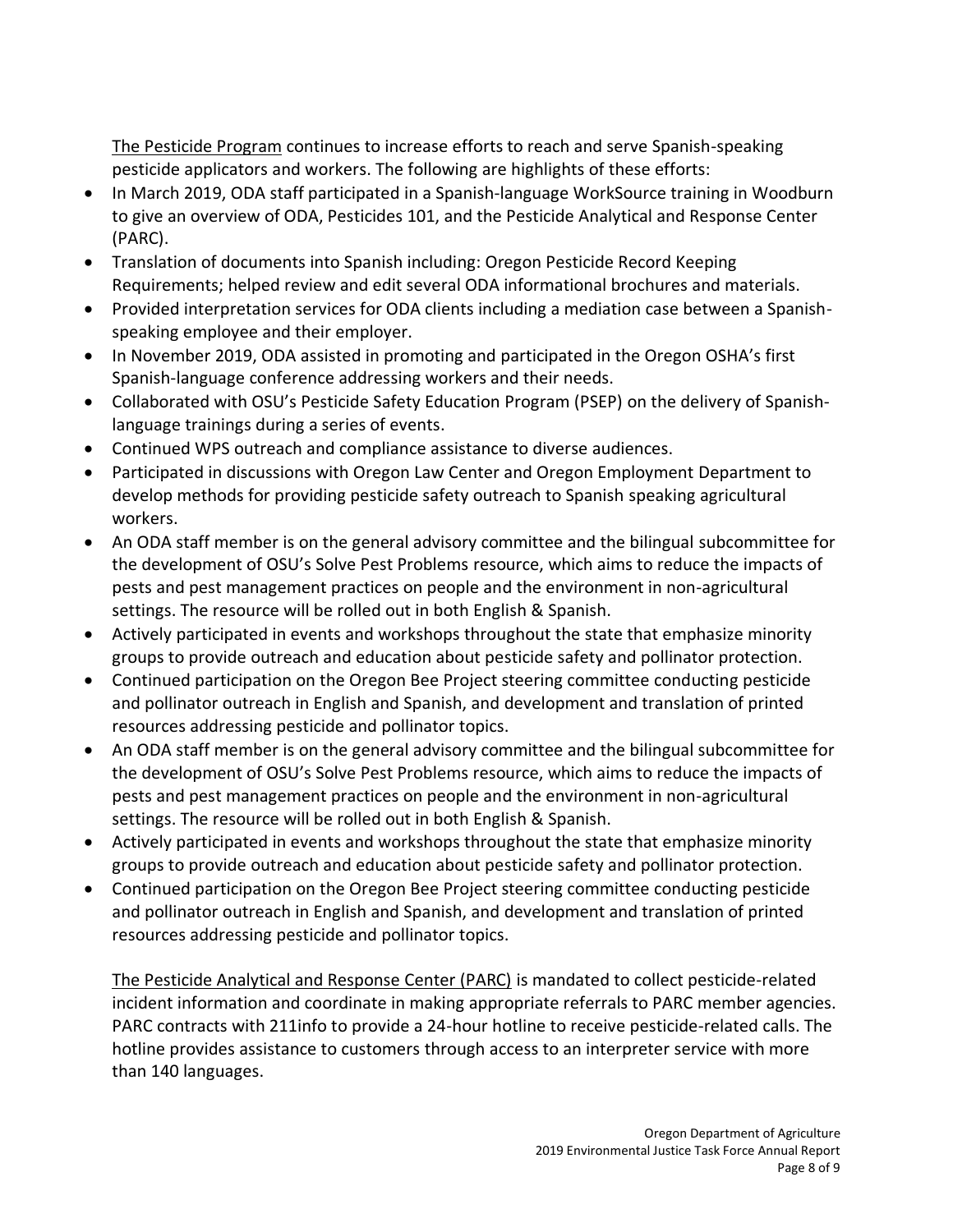The Pesticide Program continues to increase efforts to reach and serve Spanish-speaking pesticide applicators and workers. The following are highlights of these efforts:

- In March 2019, ODA staff participated in a Spanish-language WorkSource training in Woodburn to give an overview of ODA, Pesticides 101, and the Pesticide Analytical and Response Center (PARC).
- Translation of documents into Spanish including: Oregon Pesticide Record Keeping Requirements; helped review and edit several ODA informational brochures and materials.
- Provided interpretation services for ODA clients including a mediation case between a Spanish-speaking employee and their employer.
- In November 2019, ODA assisted in promoting and participated in the Oregon OSHA's first Spanish-language conference addressing workers and their needs.
- Collaborated with OSU's Pesticide Safety Education Program (PSEP) on the delivery of Spanish-language trainings during a series of events.
- Continued WPS outreach and compliance assistance to diverse audiences.
- Participated in discussions with Oregon Law Center and Oregon Employment Department to develop methods for providing pesticide safety outreach to Spanish speaking agricultural workers.
- An ODA staff member is on the general advisory committee and the bilingual subcommittee for the development of OSU's Solve Pest Problems resource, which aims to reduce the impacts of pests and pest management practices on people and the environment in non-agricultural settings. The resource will be rolled out in both English & Spanish.
- Actively participated in events and workshops throughout the state that emphasize minority groups to provide outreach and education about pesticide safety and pollinator protection.
- Continued participation on the Oregon Bee Project steering committee conducting pesticide and pollinator outreach in English and Spanish, and development and translation of printed resources addressing pesticide and pollinator topics.
- An ODA staff member is on the general advisory committee and the bilingual subcommittee for the development of OSU's Solve Pest Problems resource, which aims to reduce the impacts of pests and pest management practices on people and the environment in non-agricultural settings. The resource will be rolled out in both English & Spanish.
- Actively participated in events and workshops throughout the state that emphasize minority groups to provide outreach and education about pesticide safety and pollinator protection.
- Continued participation on the Oregon Bee Project steering committee conducting pesticide and pollinator outreach in English and Spanish, and development and translation of printed resources addressing pesticide and pollinator topics.

The Pesticide Analytical and Response Center (PARC) is mandated to collect pesticide-related incident information and coordinate in making appropriate referrals to PARC member agencies. PARC contracts with 211info to provide a 24-hour hotline to receive pesticide-related calls. The hotline provides assistance to customers through access to an interpreter service with more than 140 languages.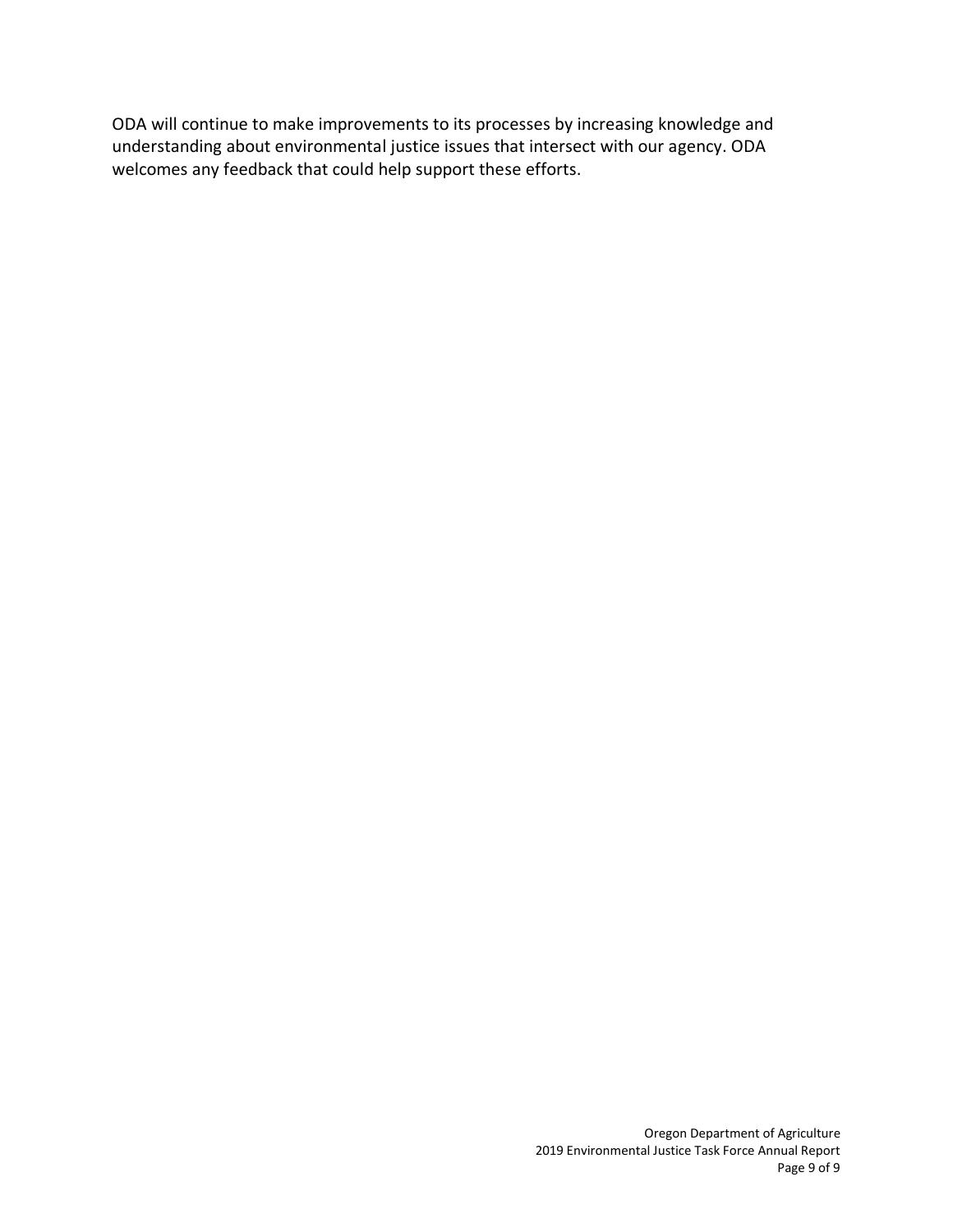ODA will continue to make improvements to its processes by increasing knowledge and understanding about environmental justice issues that intersect with our agency. ODA welcomes any feedback that could help support these efforts.